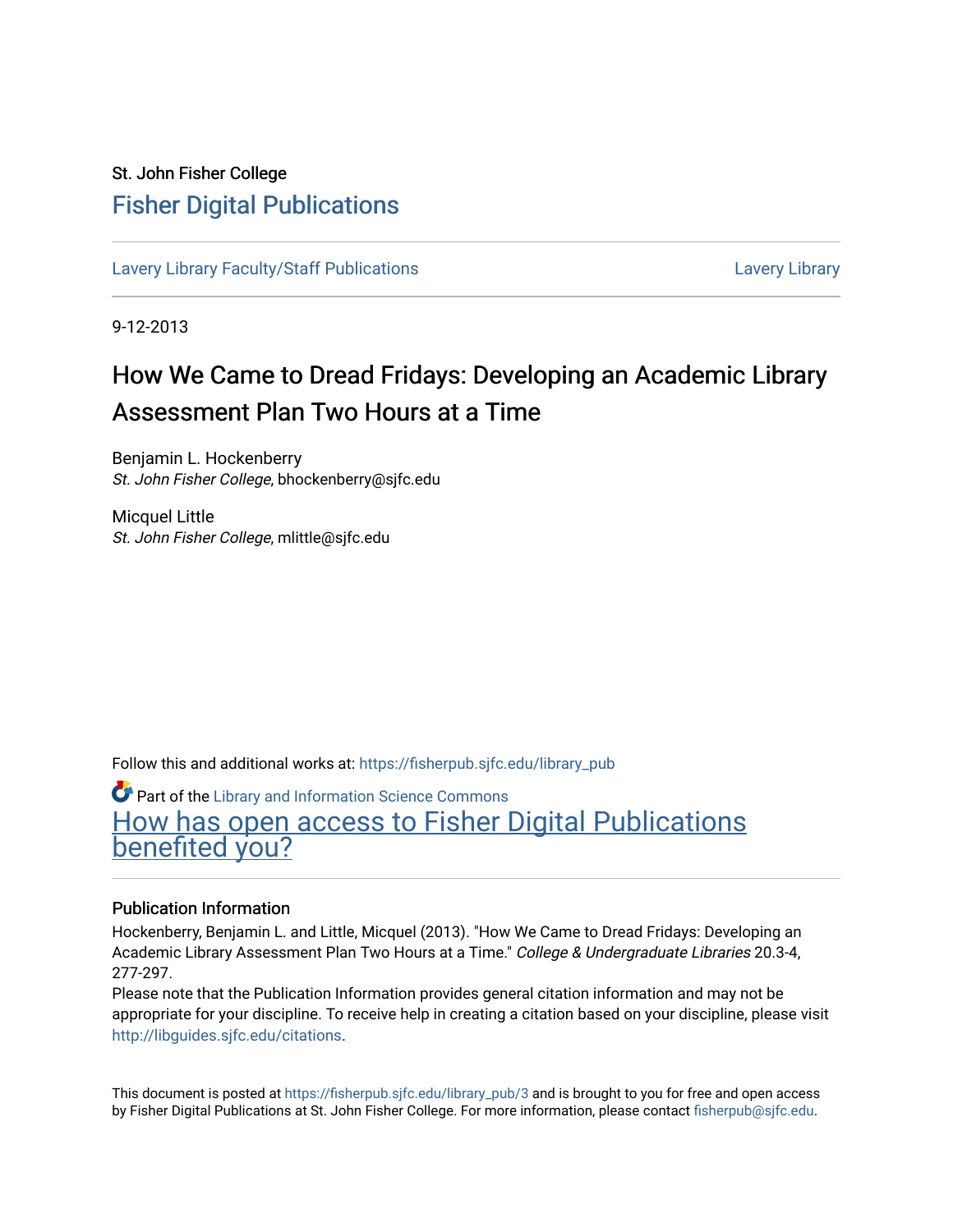St. John Fisher College

# Fisher Digital Publications

Lavery Library Faculty/Staff Publications | Lavery Library

9-12-2013

## How We Came to Dread Fridays: Developing an Academic Library Assessment Plan Two Hours at a Time

Benjamin L. Hockenberry
*St. John Fisher College*, bhockenberry@sjfc.edu

Micquel Little
*St. John Fisher College*, mlittle@sjfc.edu

Follow this and additional works at: https://fisherpub.sjfc.edu/library_pub

Part of the Library and Information Science Commons

How has open access to Fisher Digital Publications benefited you?

### Publication Information

Hockenberry, Benjamin L. and Little, Micquel (2013). "How We Came to Dread Fridays: Developing an Academic Library Assessment Plan Two Hours at a Time." *College & Undergraduate Libraries* 20.3-4, 277-297.

Please note that the Publication Information provides general citation information and may not be appropriate for your discipline. To receive help in creating a citation based on your discipline, please visit http://libguides.sjfc.edu/citations.

This document is posted at https://fisherpub.sjfc.edu/library_pub/3 and is brought to you for free and open access by Fisher Digital Publications at St. John Fisher College. For more information, please contact fisherpub@sjfc.edu.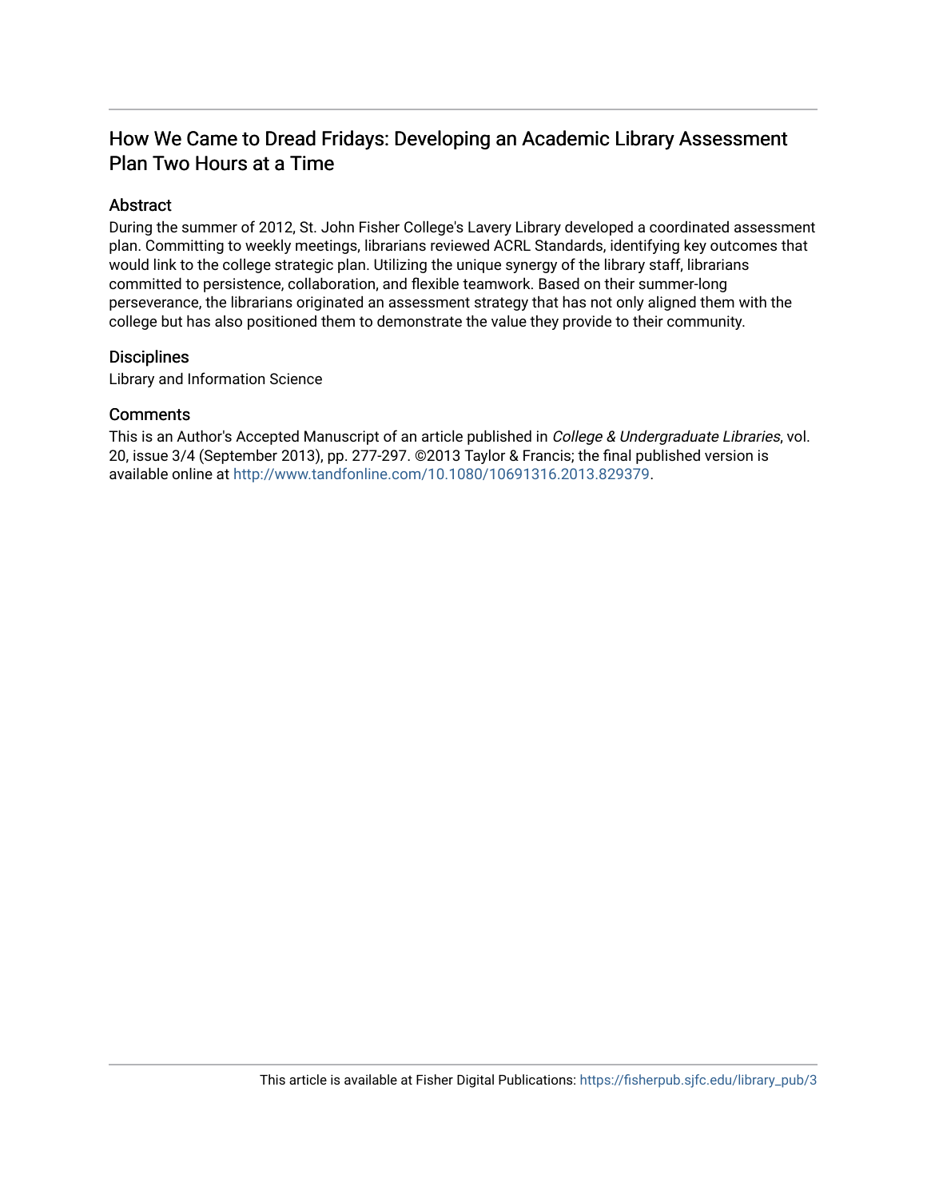# How We Came to Dread Fridays: Developing an Academic Library Assessment Plan Two Hours at a Time

## Abstract

During the summer of 2012, St. John Fisher College's Lavery Library developed a coordinated assessment plan. Committing to weekly meetings, librarians reviewed ACRL Standards, identifying key outcomes that would link to the college strategic plan. Utilizing the unique synergy of the library staff, librarians committed to persistence, collaboration, and flexible teamwork. Based on their summer-long perseverance, the librarians originated an assessment strategy that has not only aligned them with the college but has also positioned them to demonstrate the value they provide to their community.

## Disciplines

Library and Information Science

## Comments

This is an Author's Accepted Manuscript of an article published in *College & Undergraduate Libraries*, vol. 20, issue 3/4 (September 2013), pp. 277-297. ©2013 Taylor & Francis; the final published version is available online at http://www.tandfonline.com/10.1080/10691316.2013.829379.

This article is available at Fisher Digital Publications: https://fisherpub.sjfc.edu/library_pub/3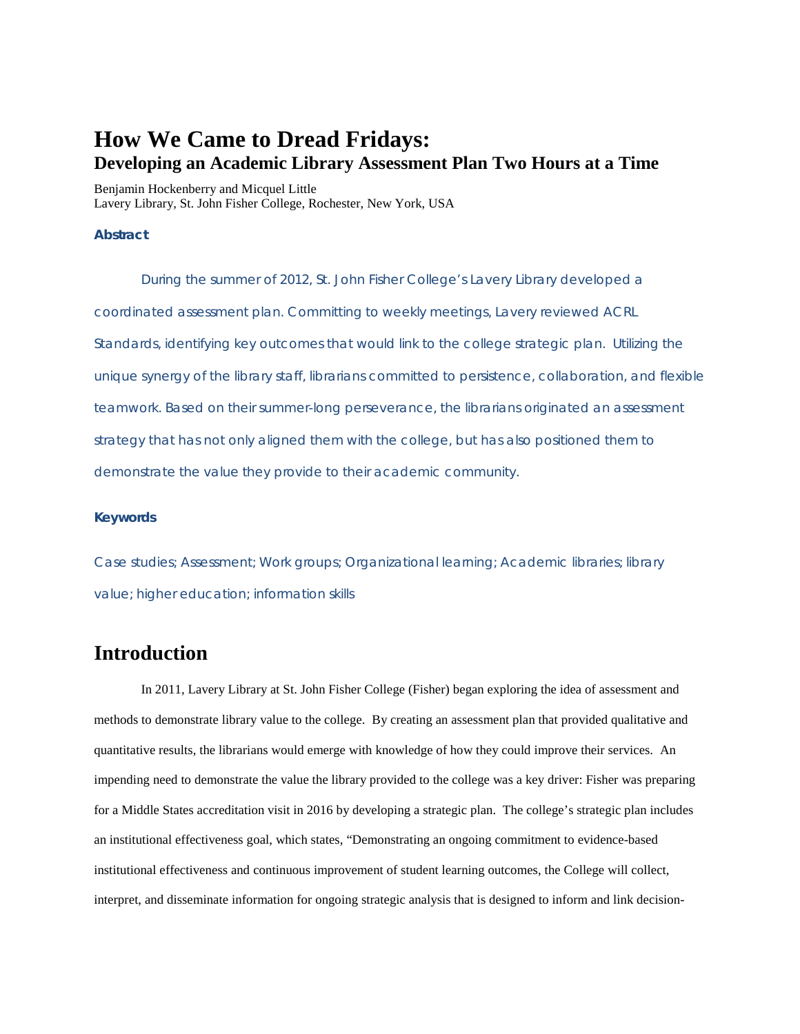# How We Came to Dread Fridays:

## Developing an Academic Library Assessment Plan Two Hours at a Time

Benjamin Hockenberry and Micquel Little
Lavery Library, St. John Fisher College, Rochester, New York, USA

### Abstract

During the summer of 2012, St. John Fisher College's Lavery Library developed a coordinated assessment plan. Committing to weekly meetings, Lavery reviewed ACRL Standards, identifying key outcomes that would link to the college strategic plan. Utilizing the unique synergy of the library staff, librarians committed to persistence, collaboration, and flexible teamwork. Based on their summer-long perseverance, the librarians originated an assessment strategy that has not only aligned them with the college, but has also positioned them to demonstrate the value they provide to their academic community.

### Keywords

Case studies; Assessment; Work groups; Organizational learning; Academic libraries; library value; higher education; information skills

# Introduction

In 2011, Lavery Library at St. John Fisher College (Fisher) began exploring the idea of assessment and methods to demonstrate library value to the college. By creating an assessment plan that provided qualitative and quantitative results, the librarians would emerge with knowledge of how they could improve their services. An impending need to demonstrate the value the library provided to the college was a key driver: Fisher was preparing for a Middle States accreditation visit in 2016 by developing a strategic plan. The college's strategic plan includes an institutional effectiveness goal, which states, "Demonstrating an ongoing commitment to evidence-based institutional effectiveness and continuous improvement of student learning outcomes, the College will collect, interpret, and disseminate information for ongoing strategic analysis that is designed to inform and link decision-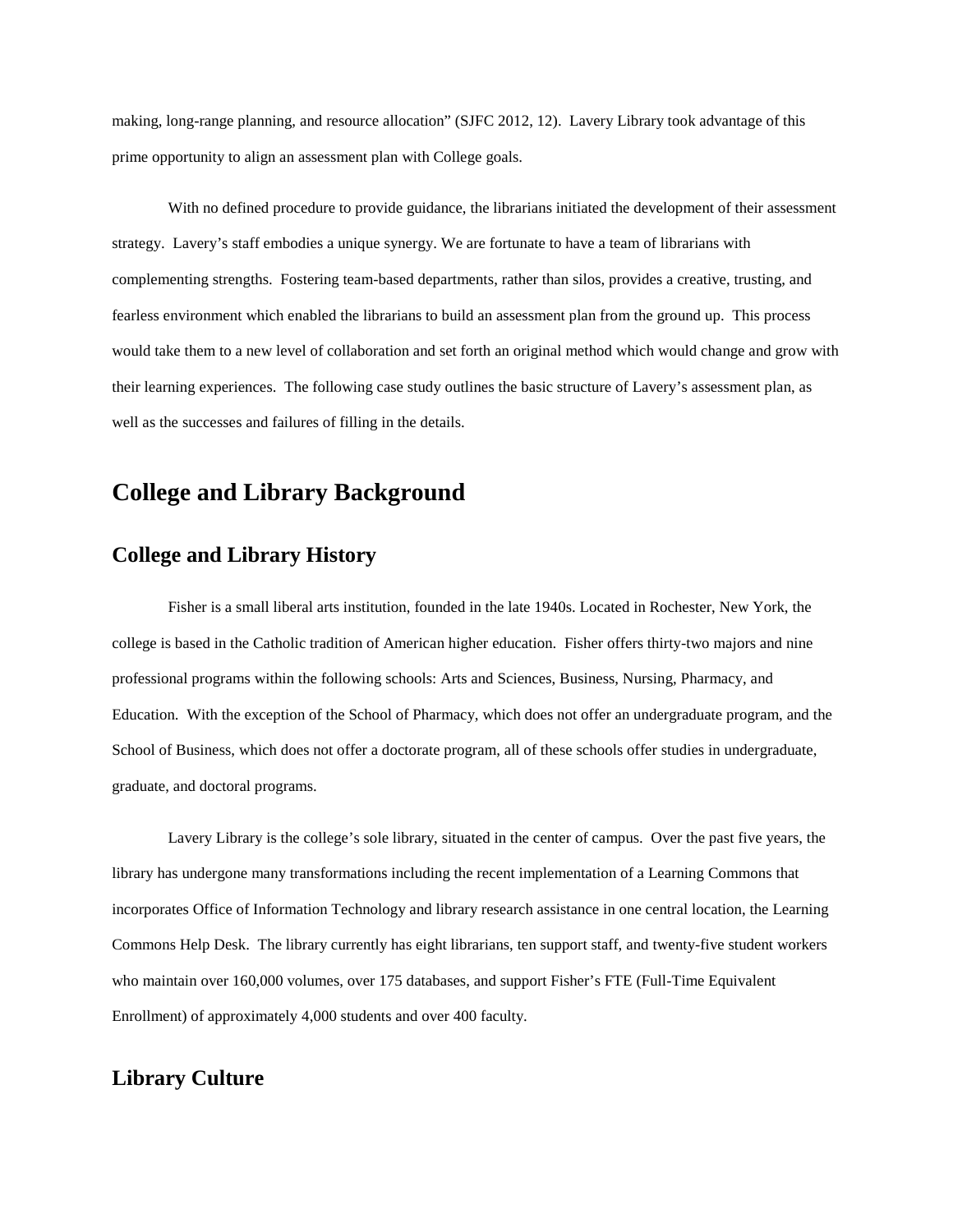making, long-range planning, and resource allocation" (SJFC 2012, 12). Lavery Library took advantage of this prime opportunity to align an assessment plan with College goals.

With no defined procedure to provide guidance, the librarians initiated the development of their assessment strategy. Lavery's staff embodies a unique synergy. We are fortunate to have a team of librarians with complementing strengths. Fostering team-based departments, rather than silos, provides a creative, trusting, and fearless environment which enabled the librarians to build an assessment plan from the ground up. This process would take them to a new level of collaboration and set forth an original method which would change and grow with their learning experiences. The following case study outlines the basic structure of Lavery's assessment plan, as well as the successes and failures of filling in the details.

# College and Library Background

## College and Library History

Fisher is a small liberal arts institution, founded in the late 1940s. Located in Rochester, New York, the college is based in the Catholic tradition of American higher education. Fisher offers thirty-two majors and nine professional programs within the following schools: Arts and Sciences, Business, Nursing, Pharmacy, and Education. With the exception of the School of Pharmacy, which does not offer an undergraduate program, and the School of Business, which does not offer a doctorate program, all of these schools offer studies in undergraduate, graduate, and doctoral programs.

Lavery Library is the college's sole library, situated in the center of campus. Over the past five years, the library has undergone many transformations including the recent implementation of a Learning Commons that incorporates Office of Information Technology and library research assistance in one central location, the Learning Commons Help Desk. The library currently has eight librarians, ten support staff, and twenty-five student workers who maintain over 160,000 volumes, over 175 databases, and support Fisher's FTE (Full-Time Equivalent Enrollment) of approximately 4,000 students and over 400 faculty.

## Library Culture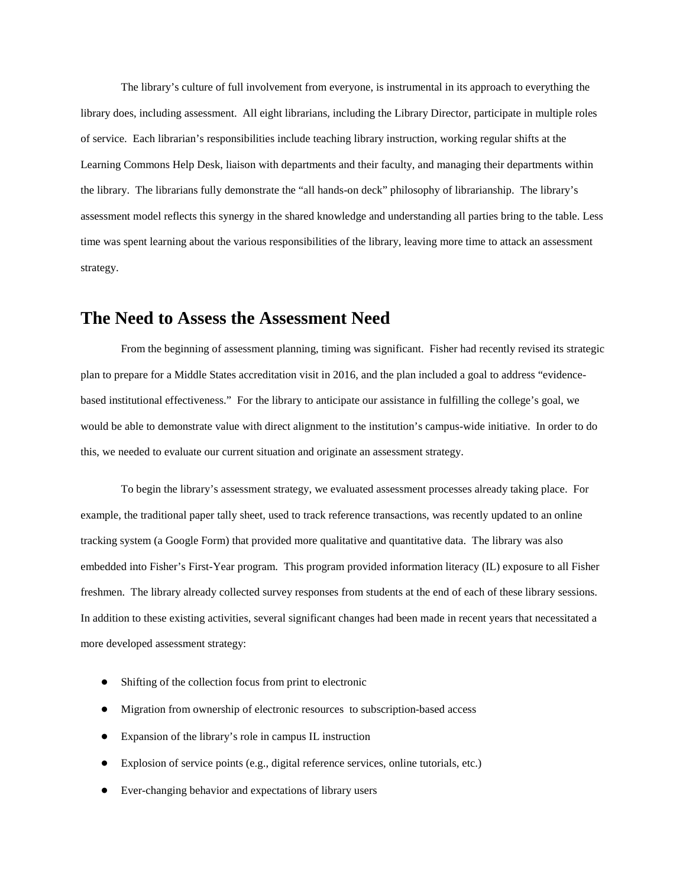The library's culture of full involvement from everyone, is instrumental in its approach to everything the library does, including assessment. All eight librarians, including the Library Director, participate in multiple roles of service. Each librarian's responsibilities include teaching library instruction, working regular shifts at the Learning Commons Help Desk, liaison with departments and their faculty, and managing their departments within the library. The librarians fully demonstrate the "all hands-on deck" philosophy of librarianship. The library's assessment model reflects this synergy in the shared knowledge and understanding all parties bring to the table. Less time was spent learning about the various responsibilities of the library, leaving more time to attack an assessment strategy.

## The Need to Assess the Assessment Need

From the beginning of assessment planning, timing was significant. Fisher had recently revised its strategic plan to prepare for a Middle States accreditation visit in 2016, and the plan included a goal to address "evidence-based institutional effectiveness." For the library to anticipate our assistance in fulfilling the college's goal, we would be able to demonstrate value with direct alignment to the institution's campus-wide initiative. In order to do this, we needed to evaluate our current situation and originate an assessment strategy.

To begin the library's assessment strategy, we evaluated assessment processes already taking place. For example, the traditional paper tally sheet, used to track reference transactions, was recently updated to an online tracking system (a Google Form) that provided more qualitative and quantitative data. The library was also embedded into Fisher's First-Year program. This program provided information literacy (IL) exposure to all Fisher freshmen. The library already collected survey responses from students at the end of each of these library sessions. In addition to these existing activities, several significant changes had been made in recent years that necessitated a more developed assessment strategy:

- Shifting of the collection focus from print to electronic
- Migration from ownership of electronic resources to subscription-based access
- Expansion of the library's role in campus IL instruction
- Explosion of service points (e.g., digital reference services, online tutorials, etc.)
- Ever-changing behavior and expectations of library users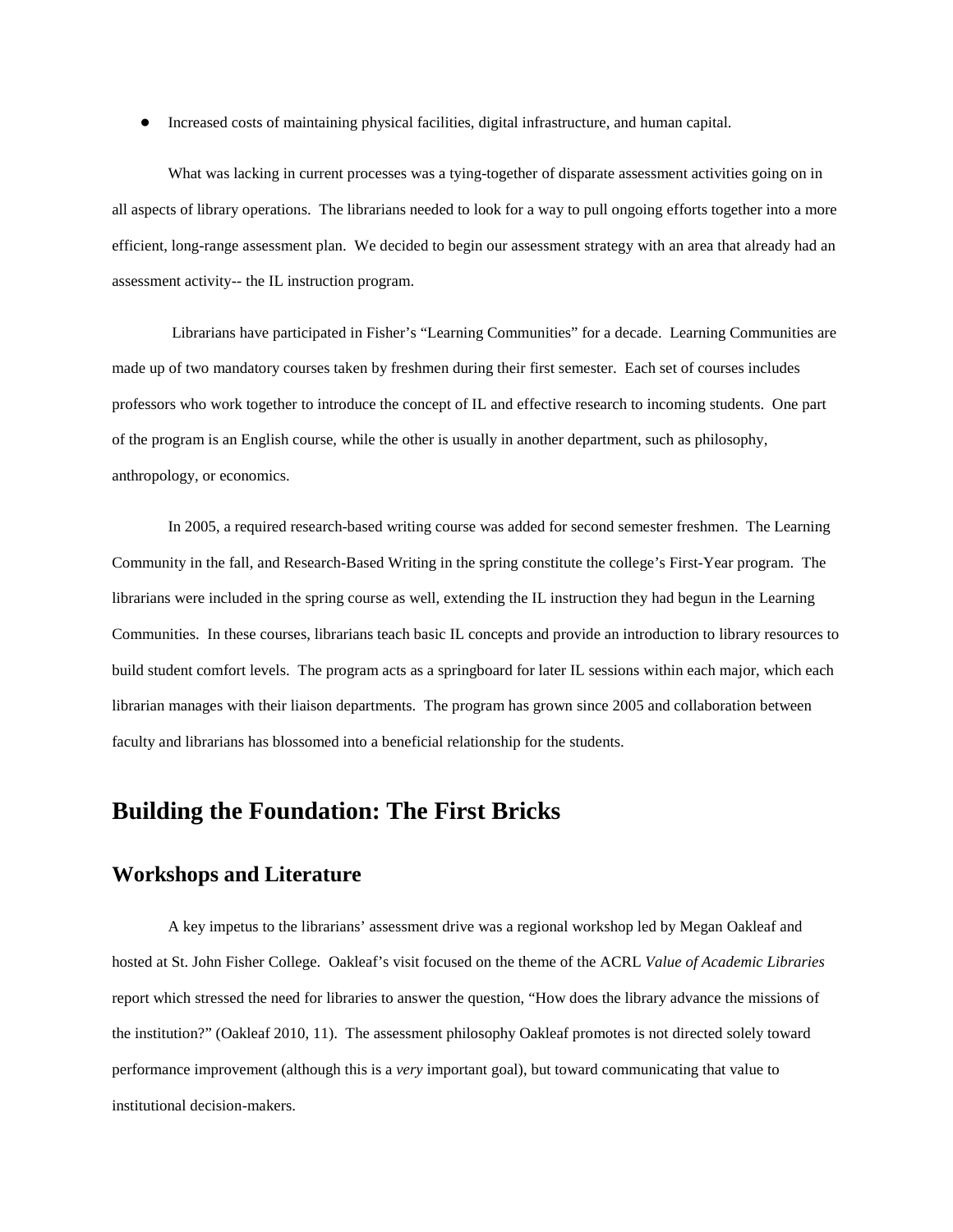- Increased costs of maintaining physical facilities, digital infrastructure, and human capital.

What was lacking in current processes was a tying-together of disparate assessment activities going on in all aspects of library operations. The librarians needed to look for a way to pull ongoing efforts together into a more efficient, long-range assessment plan. We decided to begin our assessment strategy with an area that already had an assessment activity-- the IL instruction program.

Librarians have participated in Fisher's "Learning Communities" for a decade. Learning Communities are made up of two mandatory courses taken by freshmen during their first semester. Each set of courses includes professors who work together to introduce the concept of IL and effective research to incoming students. One part of the program is an English course, while the other is usually in another department, such as philosophy, anthropology, or economics.

In 2005, a required research-based writing course was added for second semester freshmen. The Learning Community in the fall, and Research-Based Writing in the spring constitute the college's First-Year program. The librarians were included in the spring course as well, extending the IL instruction they had begun in the Learning Communities. In these courses, librarians teach basic IL concepts and provide an introduction to library resources to build student comfort levels. The program acts as a springboard for later IL sessions within each major, which each librarian manages with their liaison departments. The program has grown since 2005 and collaboration between faculty and librarians has blossomed into a beneficial relationship for the students.

# Building the Foundation: The First Bricks

## Workshops and Literature

A key impetus to the librarians' assessment drive was a regional workshop led by Megan Oakleaf and hosted at St. John Fisher College. Oakleaf's visit focused on the theme of the ACRL *Value of Academic Libraries* report which stressed the need for libraries to answer the question, "How does the library advance the missions of the institution?" (Oakleaf 2010, 11). The assessment philosophy Oakleaf promotes is not directed solely toward performance improvement (although this is a *very* important goal), but toward communicating that value to institutional decision-makers.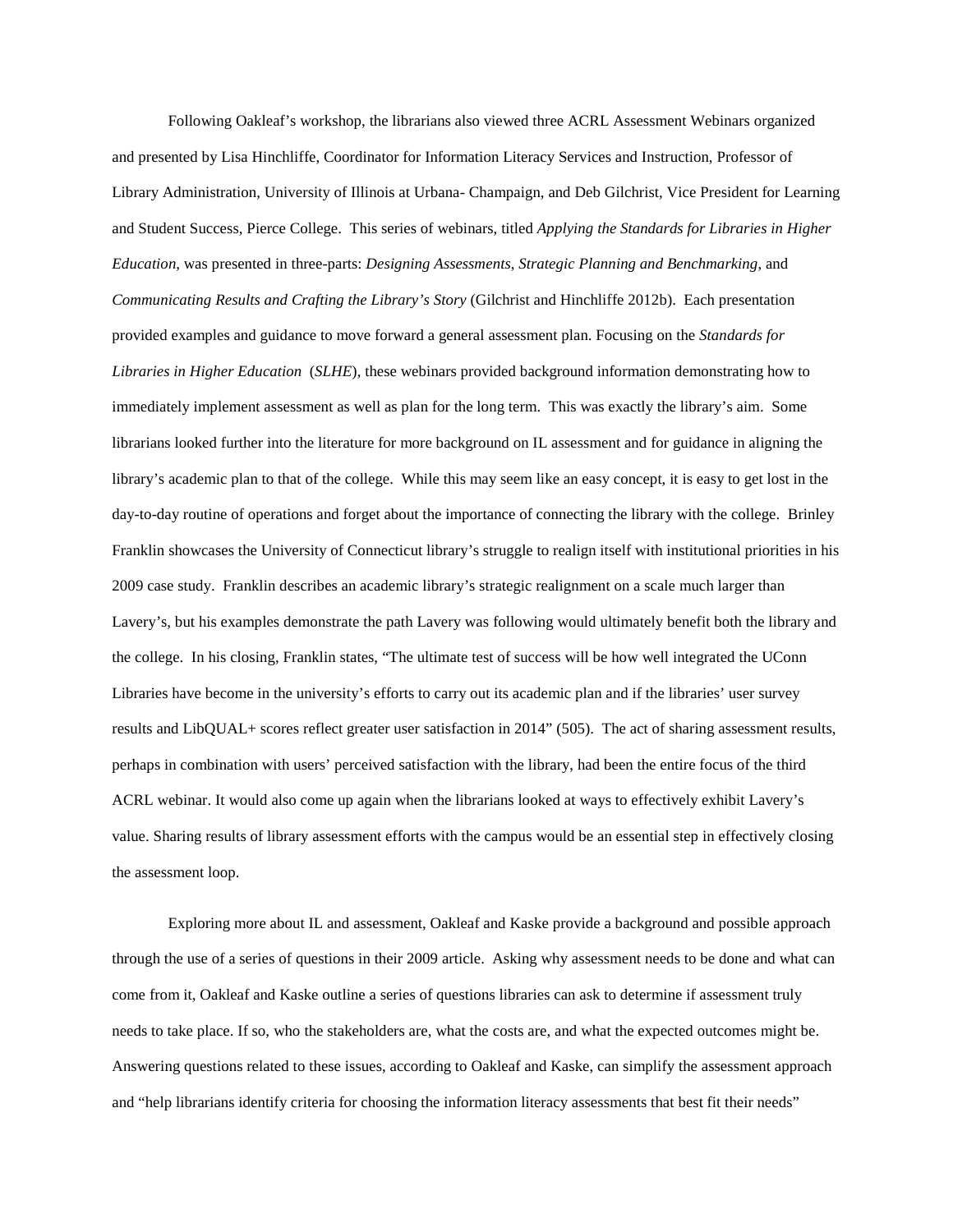Following Oakleaf's workshop, the librarians also viewed three ACRL Assessment Webinars organized and presented by Lisa Hinchliffe, Coordinator for Information Literacy Services and Instruction, Professor of Library Administration, University of Illinois at Urbana- Champaign, and Deb Gilchrist, Vice President for Learning and Student Success, Pierce College. This series of webinars, titled *Applying the Standards for Libraries in Higher Education*, was presented in three-parts: *Designing Assessments*, *Strategic Planning and Benchmarking*, and *Communicating Results and Crafting the Library's Story* (Gilchrist and Hinchliffe 2012b). Each presentation provided examples and guidance to move forward a general assessment plan. Focusing on the *Standards for Libraries in Higher Education* (*SLHE*), these webinars provided background information demonstrating how to immediately implement assessment as well as plan for the long term. This was exactly the library's aim. Some librarians looked further into the literature for more background on IL assessment and for guidance in aligning the library's academic plan to that of the college. While this may seem like an easy concept, it is easy to get lost in the day-to-day routine of operations and forget about the importance of connecting the library with the college. Brinley Franklin showcases the University of Connecticut library's struggle to realign itself with institutional priorities in his 2009 case study. Franklin describes an academic library's strategic realignment on a scale much larger than Lavery's, but his examples demonstrate the path Lavery was following would ultimately benefit both the library and the college. In his closing, Franklin states, "The ultimate test of success will be how well integrated the UConn Libraries have become in the university's efforts to carry out its academic plan and if the libraries' user survey results and LibQUAL+ scores reflect greater user satisfaction in 2014" (505). The act of sharing assessment results, perhaps in combination with users' perceived satisfaction with the library, had been the entire focus of the third ACRL webinar. It would also come up again when the librarians looked at ways to effectively exhibit Lavery's value. Sharing results of library assessment efforts with the campus would be an essential step in effectively closing the assessment loop.

Exploring more about IL and assessment, Oakleaf and Kaske provide a background and possible approach through the use of a series of questions in their 2009 article. Asking why assessment needs to be done and what can come from it, Oakleaf and Kaske outline a series of questions libraries can ask to determine if assessment truly needs to take place. If so, who the stakeholders are, what the costs are, and what the expected outcomes might be. Answering questions related to these issues, according to Oakleaf and Kaske, can simplify the assessment approach and "help librarians identify criteria for choosing the information literacy assessments that best fit their needs"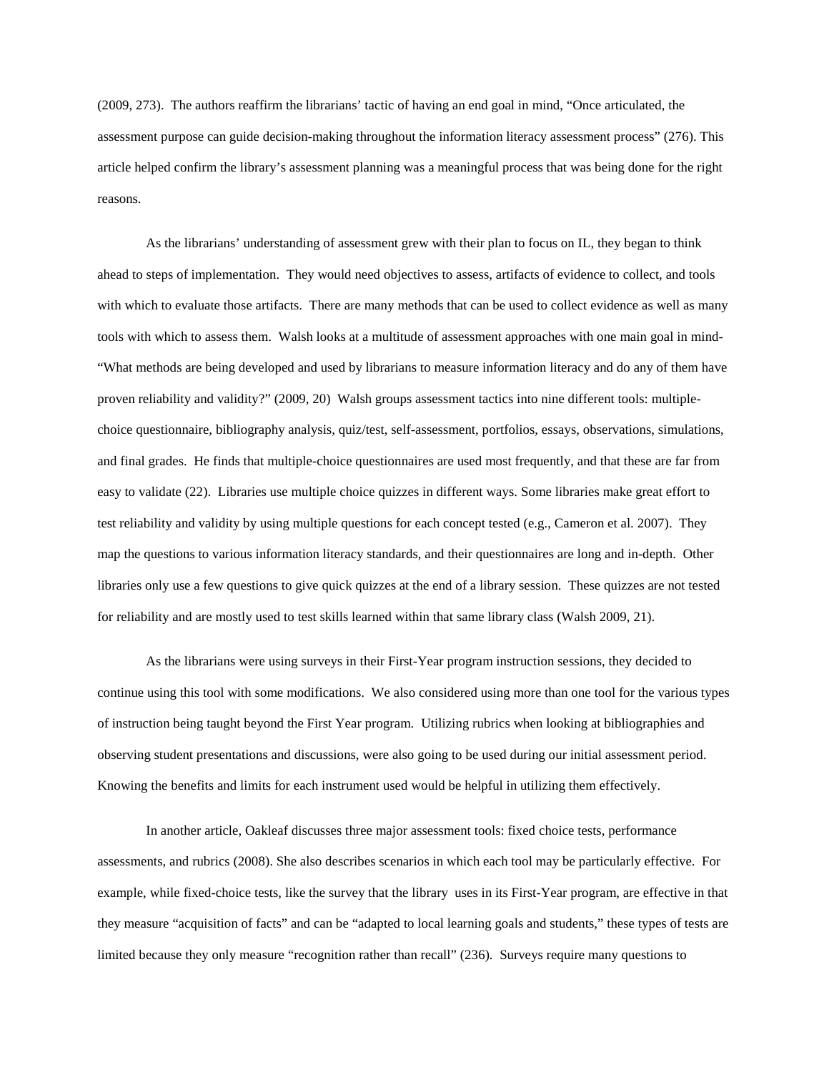(2009, 273). The authors reaffirm the librarians' tactic of having an end goal in mind, "Once articulated, the assessment purpose can guide decision-making throughout the information literacy assessment process" (276). This article helped confirm the library's assessment planning was a meaningful process that was being done for the right reasons.

As the librarians' understanding of assessment grew with their plan to focus on IL, they began to think ahead to steps of implementation. They would need objectives to assess, artifacts of evidence to collect, and tools with which to evaluate those artifacts. There are many methods that can be used to collect evidence as well as many tools with which to assess them. Walsh looks at a multitude of assessment approaches with one main goal in mind- "What methods are being developed and used by librarians to measure information literacy and do any of them have proven reliability and validity?" (2009, 20) Walsh groups assessment tactics into nine different tools: multiple-choice questionnaire, bibliography analysis, quiz/test, self-assessment, portfolios, essays, observations, simulations, and final grades. He finds that multiple-choice questionnaires are used most frequently, and that these are far from easy to validate (22). Libraries use multiple choice quizzes in different ways. Some libraries make great effort to test reliability and validity by using multiple questions for each concept tested (e.g., Cameron et al. 2007). They map the questions to various information literacy standards, and their questionnaires are long and in-depth. Other libraries only use a few questions to give quick quizzes at the end of a library session. These quizzes are not tested for reliability and are mostly used to test skills learned within that same library class (Walsh 2009, 21).

As the librarians were using surveys in their First-Year program instruction sessions, they decided to continue using this tool with some modifications. We also considered using more than one tool for the various types of instruction being taught beyond the First Year program. Utilizing rubrics when looking at bibliographies and observing student presentations and discussions, were also going to be used during our initial assessment period. Knowing the benefits and limits for each instrument used would be helpful in utilizing them effectively.

In another article, Oakleaf discusses three major assessment tools: fixed choice tests, performance assessments, and rubrics (2008). She also describes scenarios in which each tool may be particularly effective. For example, while fixed-choice tests, like the survey that the library uses in its First-Year program, are effective in that they measure "acquisition of facts" and can be "adapted to local learning goals and students," these types of tests are limited because they only measure "recognition rather than recall" (236). Surveys require many questions to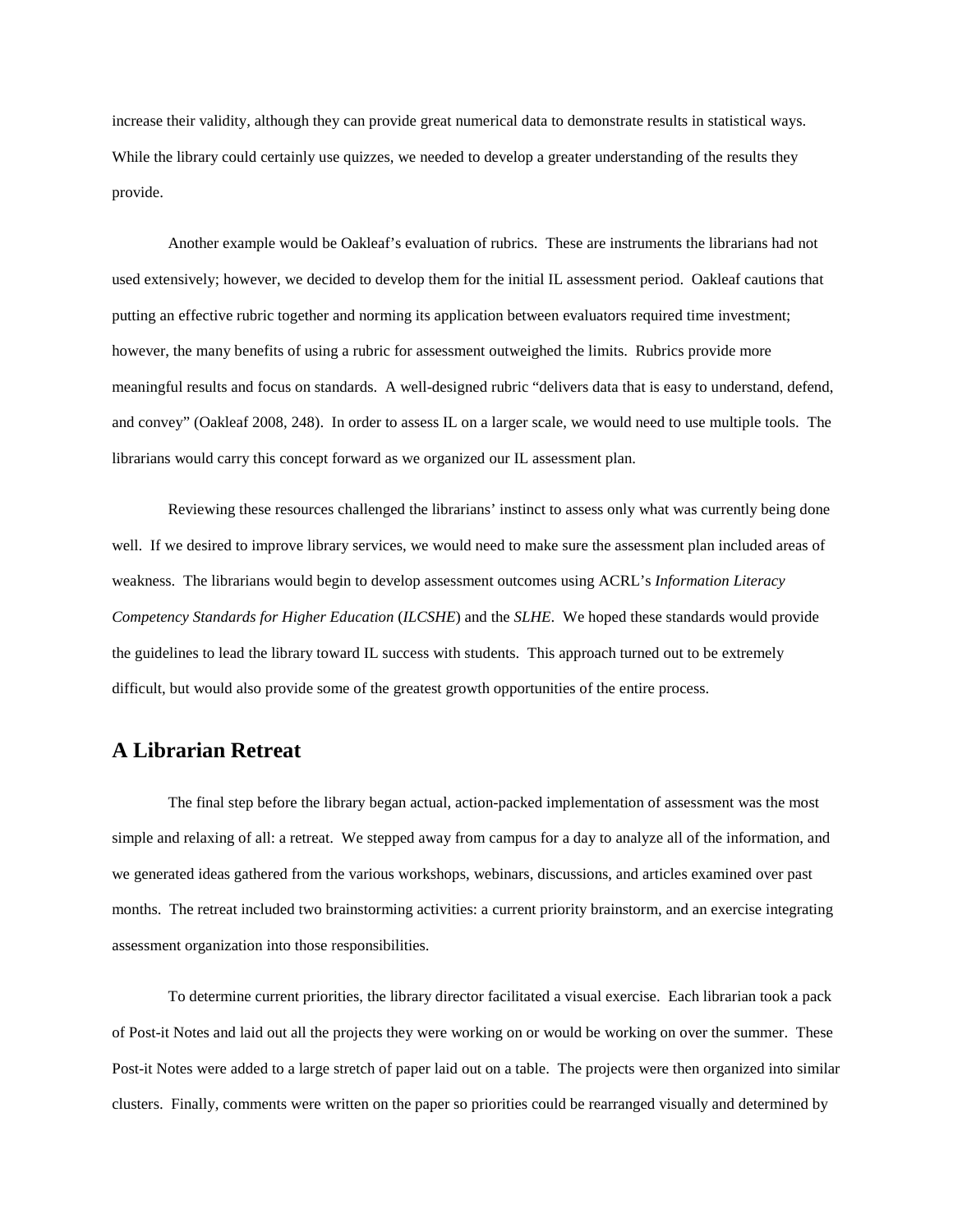increase their validity, although they can provide great numerical data to demonstrate results in statistical ways. While the library could certainly use quizzes, we needed to develop a greater understanding of the results they provide.

Another example would be Oakleaf's evaluation of rubrics. These are instruments the librarians had not used extensively; however, we decided to develop them for the initial IL assessment period. Oakleaf cautions that putting an effective rubric together and norming its application between evaluators required time investment; however, the many benefits of using a rubric for assessment outweighed the limits. Rubrics provide more meaningful results and focus on standards. A well-designed rubric "delivers data that is easy to understand, defend, and convey" (Oakleaf 2008, 248). In order to assess IL on a larger scale, we would need to use multiple tools. The librarians would carry this concept forward as we organized our IL assessment plan.

Reviewing these resources challenged the librarians' instinct to assess only what was currently being done well. If we desired to improve library services, we would need to make sure the assessment plan included areas of weakness. The librarians would begin to develop assessment outcomes using ACRL's *Information Literacy Competency Standards for Higher Education* (*ILCSHE*) and the *SLHE*. We hoped these standards would provide the guidelines to lead the library toward IL success with students. This approach turned out to be extremely difficult, but would also provide some of the greatest growth opportunities of the entire process.

## A Librarian Retreat

The final step before the library began actual, action-packed implementation of assessment was the most simple and relaxing of all: a retreat. We stepped away from campus for a day to analyze all of the information, and we generated ideas gathered from the various workshops, webinars, discussions, and articles examined over past months. The retreat included two brainstorming activities: a current priority brainstorm, and an exercise integrating assessment organization into those responsibilities.

To determine current priorities, the library director facilitated a visual exercise. Each librarian took a pack of Post-it Notes and laid out all the projects they were working on or would be working on over the summer. These Post-it Notes were added to a large stretch of paper laid out on a table. The projects were then organized into similar clusters. Finally, comments were written on the paper so priorities could be rearranged visually and determined by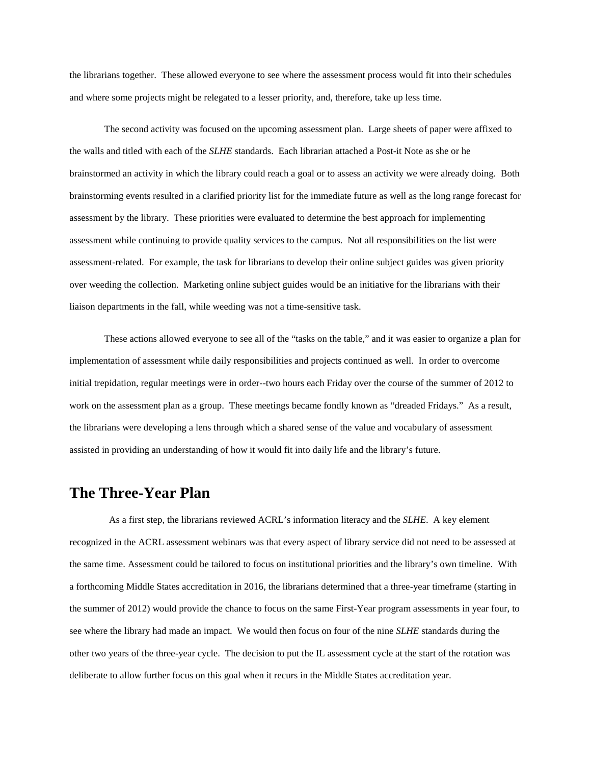the librarians together. These allowed everyone to see where the assessment process would fit into their schedules and where some projects might be relegated to a lesser priority, and, therefore, take up less time.

The second activity was focused on the upcoming assessment plan. Large sheets of paper were affixed to the walls and titled with each of the *SLHE* standards. Each librarian attached a Post-it Note as she or he brainstormed an activity in which the library could reach a goal or to assess an activity we were already doing. Both brainstorming events resulted in a clarified priority list for the immediate future as well as the long range forecast for assessment by the library. These priorities were evaluated to determine the best approach for implementing assessment while continuing to provide quality services to the campus. Not all responsibilities on the list were assessment-related. For example, the task for librarians to develop their online subject guides was given priority over weeding the collection. Marketing online subject guides would be an initiative for the librarians with their liaison departments in the fall, while weeding was not a time-sensitive task.

These actions allowed everyone to see all of the "tasks on the table," and it was easier to organize a plan for implementation of assessment while daily responsibilities and projects continued as well. In order to overcome initial trepidation, regular meetings were in order--two hours each Friday over the course of the summer of 2012 to work on the assessment plan as a group. These meetings became fondly known as "dreaded Fridays." As a result, the librarians were developing a lens through which a shared sense of the value and vocabulary of assessment assisted in providing an understanding of how it would fit into daily life and the library's future.

## The Three-Year Plan

As a first step, the librarians reviewed ACRL's information literacy and the *SLHE*. A key element recognized in the ACRL assessment webinars was that every aspect of library service did not need to be assessed at the same time. Assessment could be tailored to focus on institutional priorities and the library's own timeline. With a forthcoming Middle States accreditation in 2016, the librarians determined that a three-year timeframe (starting in the summer of 2012) would provide the chance to focus on the same First-Year program assessments in year four, to see where the library had made an impact. We would then focus on four of the nine *SLHE* standards during the other two years of the three-year cycle. The decision to put the IL assessment cycle at the start of the rotation was deliberate to allow further focus on this goal when it recurs in the Middle States accreditation year.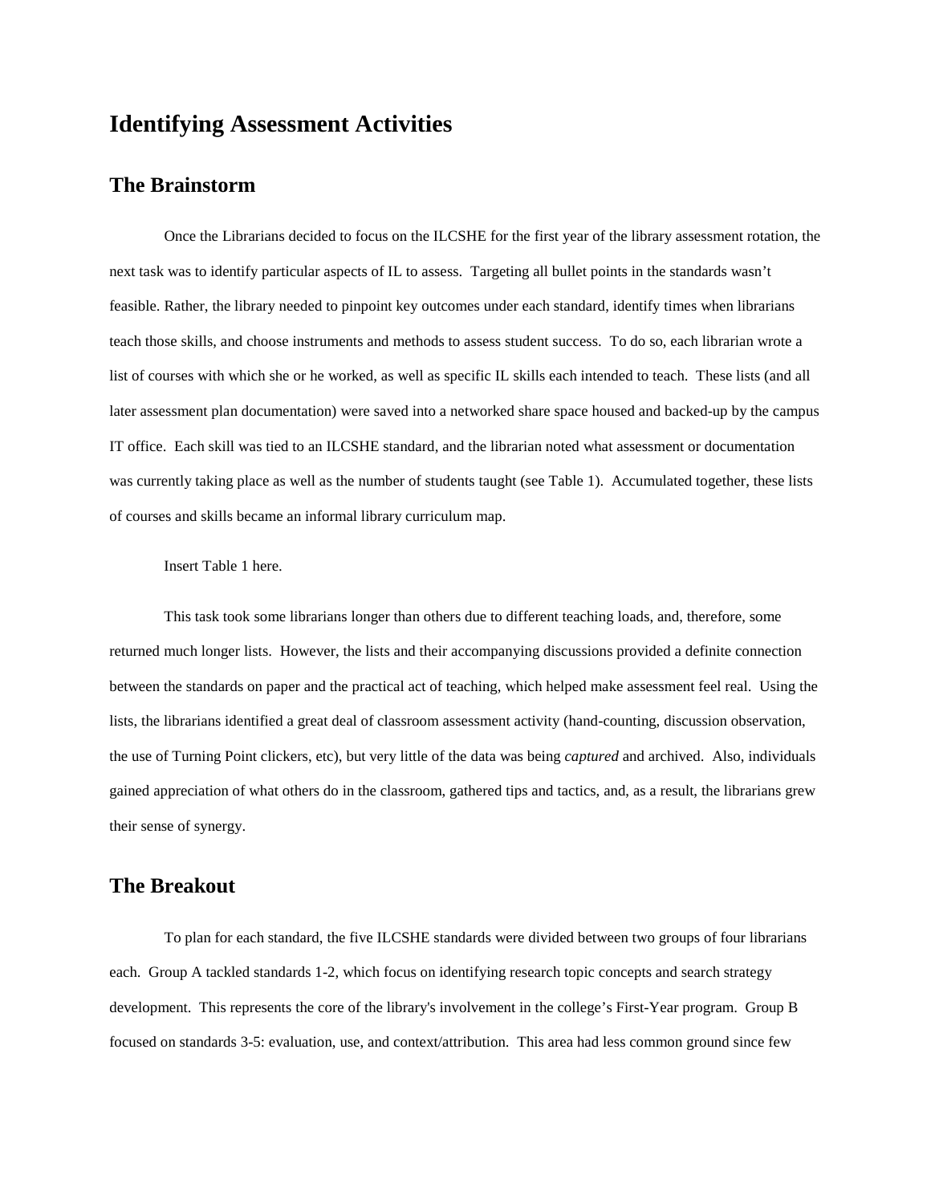# Identifying Assessment Activities

## The Brainstorm

Once the Librarians decided to focus on the ILCSHE for the first year of the library assessment rotation, the next task was to identify particular aspects of IL to assess. Targeting all bullet points in the standards wasn't feasible. Rather, the library needed to pinpoint key outcomes under each standard, identify times when librarians teach those skills, and choose instruments and methods to assess student success. To do so, each librarian wrote a list of courses with which she or he worked, as well as specific IL skills each intended to teach. These lists (and all later assessment plan documentation) were saved into a networked share space housed and backed-up by the campus IT office. Each skill was tied to an ILCSHE standard, and the librarian noted what assessment or documentation was currently taking place as well as the number of students taught (see Table 1). Accumulated together, these lists of courses and skills became an informal library curriculum map.

Insert Table 1 here.

This task took some librarians longer than others due to different teaching loads, and, therefore, some returned much longer lists. However, the lists and their accompanying discussions provided a definite connection between the standards on paper and the practical act of teaching, which helped make assessment feel real. Using the lists, the librarians identified a great deal of classroom assessment activity (hand-counting, discussion observation, the use of Turning Point clickers, etc), but very little of the data was being *captured* and archived. Also, individuals gained appreciation of what others do in the classroom, gathered tips and tactics, and, as a result, the librarians grew their sense of synergy.

## The Breakout

To plan for each standard, the five ILCSHE standards were divided between two groups of four librarians each. Group A tackled standards 1-2, which focus on identifying research topic concepts and search strategy development. This represents the core of the library's involvement in the college's First-Year program. Group B focused on standards 3-5: evaluation, use, and context/attribution. This area had less common ground since few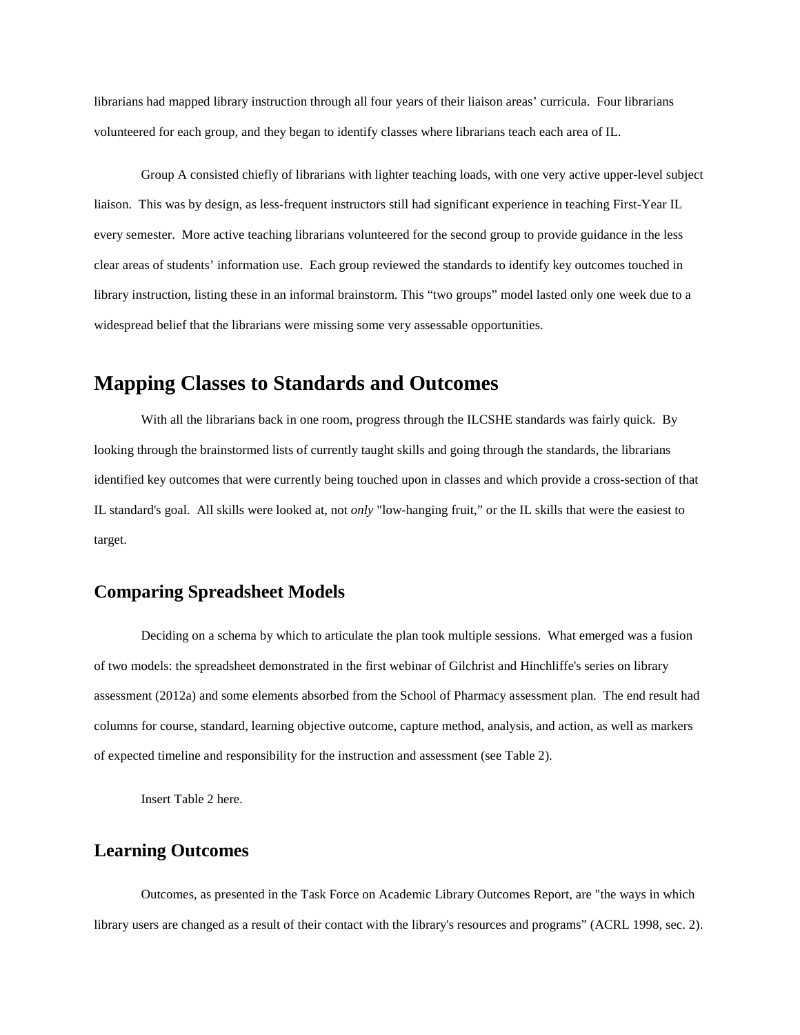librarians had mapped library instruction through all four years of their liaison areas' curricula. Four librarians volunteered for each group, and they began to identify classes where librarians teach each area of IL.

Group A consisted chiefly of librarians with lighter teaching loads, with one very active upper-level subject liaison. This was by design, as less-frequent instructors still had significant experience in teaching First-Year IL every semester. More active teaching librarians volunteered for the second group to provide guidance in the less clear areas of students' information use. Each group reviewed the standards to identify key outcomes touched in library instruction, listing these in an informal brainstorm. This "two groups" model lasted only one week due to a widespread belief that the librarians were missing some very assessable opportunities.

## Mapping Classes to Standards and Outcomes

With all the librarians back in one room, progress through the ILCSHE standards was fairly quick. By looking through the brainstormed lists of currently taught skills and going through the standards, the librarians identified key outcomes that were currently being touched upon in classes and which provide a cross-section of that IL standard's goal. All skills were looked at, not *only* "low-hanging fruit," or the IL skills that were the easiest to target.

### Comparing Spreadsheet Models

Deciding on a schema by which to articulate the plan took multiple sessions. What emerged was a fusion of two models: the spreadsheet demonstrated in the first webinar of Gilchrist and Hinchliffe's series on library assessment (2012a) and some elements absorbed from the School of Pharmacy assessment plan. The end result had columns for course, standard, learning objective outcome, capture method, analysis, and action, as well as markers of expected timeline and responsibility for the instruction and assessment (see Table 2).

Insert Table 2 here.

### Learning Outcomes

Outcomes, as presented in the Task Force on Academic Library Outcomes Report, are "the ways in which library users are changed as a result of their contact with the library's resources and programs" (ACRL 1998, sec. 2).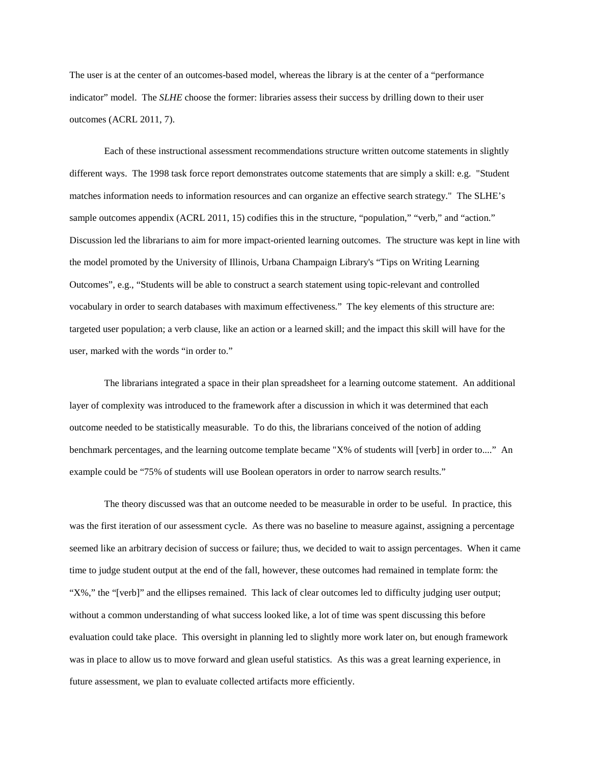The user is at the center of an outcomes-based model, whereas the library is at the center of a "performance indicator" model. The *SLHE* choose the former: libraries assess their success by drilling down to their user outcomes (ACRL 2011, 7).

Each of these instructional assessment recommendations structure written outcome statements in slightly different ways. The 1998 task force report demonstrates outcome statements that are simply a skill: e.g. "Student matches information needs to information resources and can organize an effective search strategy." The SLHE's sample outcomes appendix (ACRL 2011, 15) codifies this in the structure, "population," "verb," and "action." Discussion led the librarians to aim for more impact-oriented learning outcomes. The structure was kept in line with the model promoted by the University of Illinois, Urbana Champaign Library's "Tips on Writing Learning Outcomes", e.g., "Students will be able to construct a search statement using topic-relevant and controlled vocabulary in order to search databases with maximum effectiveness." The key elements of this structure are: targeted user population; a verb clause, like an action or a learned skill; and the impact this skill will have for the user, marked with the words "in order to."

The librarians integrated a space in their plan spreadsheet for a learning outcome statement. An additional layer of complexity was introduced to the framework after a discussion in which it was determined that each outcome needed to be statistically measurable. To do this, the librarians conceived of the notion of adding benchmark percentages, and the learning outcome template became "X% of students will [verb] in order to...." An example could be "75% of students will use Boolean operators in order to narrow search results."

The theory discussed was that an outcome needed to be measurable in order to be useful. In practice, this was the first iteration of our assessment cycle. As there was no baseline to measure against, assigning a percentage seemed like an arbitrary decision of success or failure; thus, we decided to wait to assign percentages. When it came time to judge student output at the end of the fall, however, these outcomes had remained in template form: the "X%," the "[verb]" and the ellipses remained. This lack of clear outcomes led to difficulty judging user output; without a common understanding of what success looked like, a lot of time was spent discussing this before evaluation could take place. This oversight in planning led to slightly more work later on, but enough framework was in place to allow us to move forward and glean useful statistics. As this was a great learning experience, in future assessment, we plan to evaluate collected artifacts more efficiently.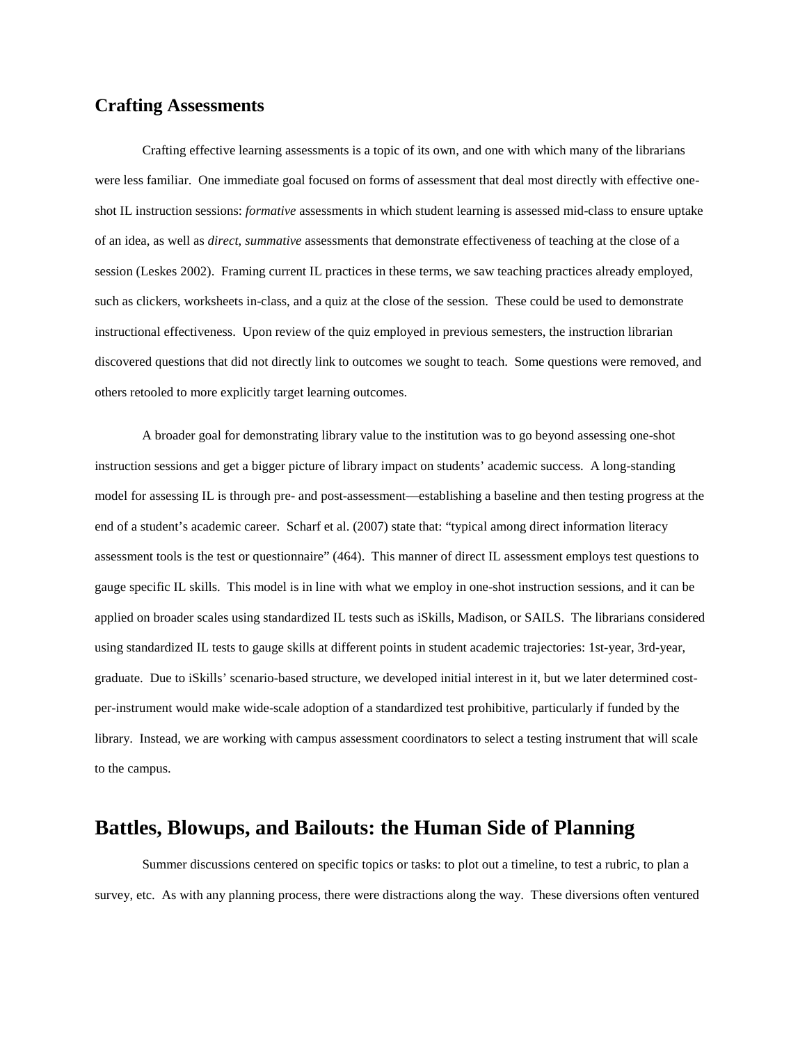## Crafting Assessments

Crafting effective learning assessments is a topic of its own, and one with which many of the librarians were less familiar. One immediate goal focused on forms of assessment that deal most directly with effective one-shot IL instruction sessions: *formative* assessments in which student learning is assessed mid-class to ensure uptake of an idea, as well as *direct, summative* assessments that demonstrate effectiveness of teaching at the close of a session (Leskes 2002). Framing current IL practices in these terms, we saw teaching practices already employed, such as clickers, worksheets in-class, and a quiz at the close of the session. These could be used to demonstrate instructional effectiveness. Upon review of the quiz employed in previous semesters, the instruction librarian discovered questions that did not directly link to outcomes we sought to teach. Some questions were removed, and others retooled to more explicitly target learning outcomes.

A broader goal for demonstrating library value to the institution was to go beyond assessing one-shot instruction sessions and get a bigger picture of library impact on students' academic success. A long-standing model for assessing IL is through pre- and post-assessment—establishing a baseline and then testing progress at the end of a student's academic career. Scharf et al. (2007) state that: "typical among direct information literacy assessment tools is the test or questionnaire" (464). This manner of direct IL assessment employs test questions to gauge specific IL skills. This model is in line with what we employ in one-shot instruction sessions, and it can be applied on broader scales using standardized IL tests such as iSkills, Madison, or SAILS. The librarians considered using standardized IL tests to gauge skills at different points in student academic trajectories: 1st-year, 3rd-year, graduate. Due to iSkills' scenario-based structure, we developed initial interest in it, but we later determined cost-per-instrument would make wide-scale adoption of a standardized test prohibitive, particularly if funded by the library. Instead, we are working with campus assessment coordinators to select a testing instrument that will scale to the campus.

# Battles, Blowups, and Bailouts: the Human Side of Planning

Summer discussions centered on specific topics or tasks: to plot out a timeline, to test a rubric, to plan a survey, etc. As with any planning process, there were distractions along the way. These diversions often ventured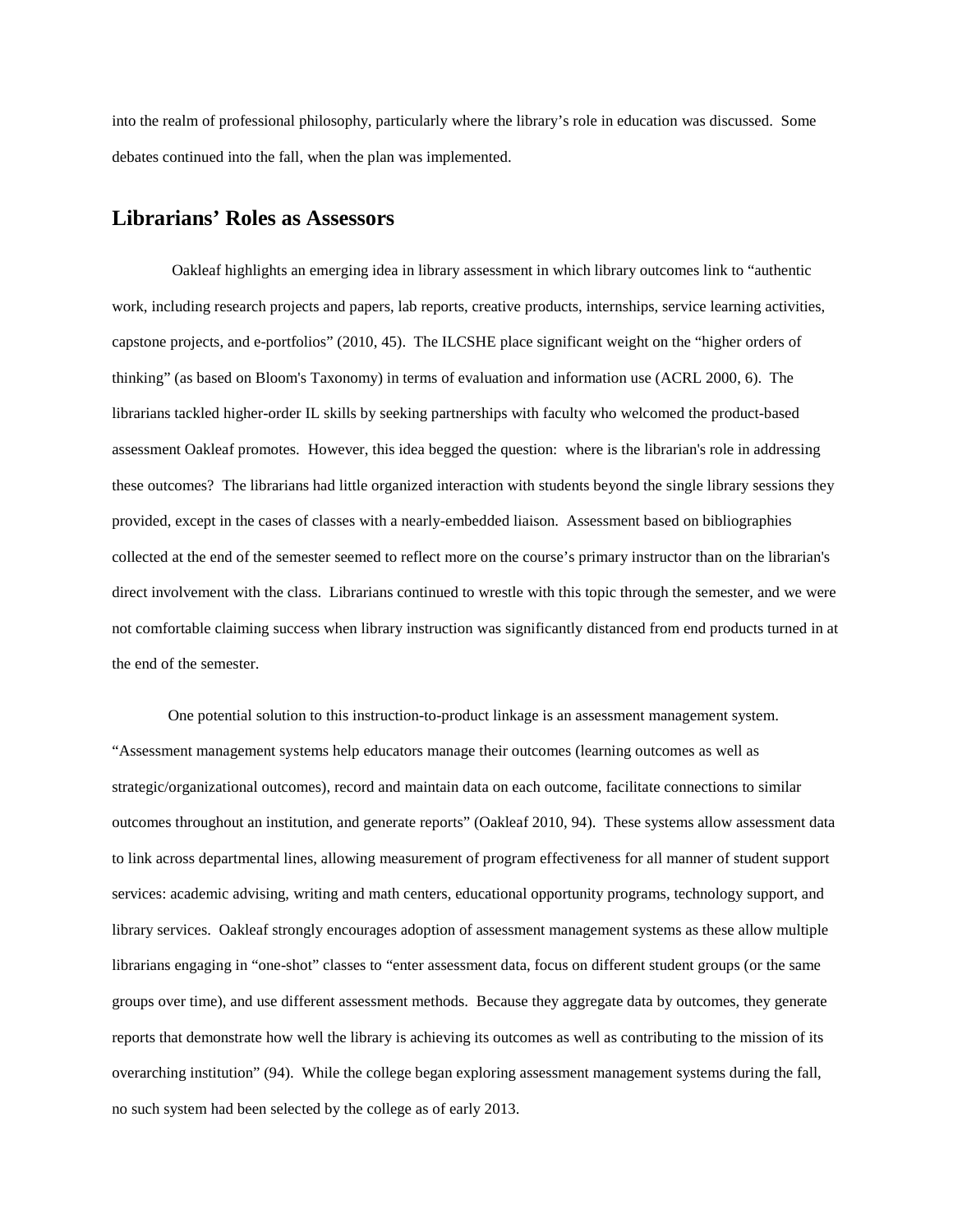into the realm of professional philosophy, particularly where the library's role in education was discussed. Some debates continued into the fall, when the plan was implemented.

## Librarians' Roles as Assessors

Oakleaf highlights an emerging idea in library assessment in which library outcomes link to "authentic work, including research projects and papers, lab reports, creative products, internships, service learning activities, capstone projects, and e-portfolios" (2010, 45). The ILCSHE place significant weight on the "higher orders of thinking" (as based on Bloom's Taxonomy) in terms of evaluation and information use (ACRL 2000, 6). The librarians tackled higher-order IL skills by seeking partnerships with faculty who welcomed the product-based assessment Oakleaf promotes. However, this idea begged the question: where is the librarian's role in addressing these outcomes? The librarians had little organized interaction with students beyond the single library sessions they provided, except in the cases of classes with a nearly-embedded liaison. Assessment based on bibliographies collected at the end of the semester seemed to reflect more on the course's primary instructor than on the librarian's direct involvement with the class. Librarians continued to wrestle with this topic through the semester, and we were not comfortable claiming success when library instruction was significantly distanced from end products turned in at the end of the semester.

One potential solution to this instruction-to-product linkage is an assessment management system. "Assessment management systems help educators manage their outcomes (learning outcomes as well as strategic/organizational outcomes), record and maintain data on each outcome, facilitate connections to similar outcomes throughout an institution, and generate reports" (Oakleaf 2010, 94). These systems allow assessment data to link across departmental lines, allowing measurement of program effectiveness for all manner of student support services: academic advising, writing and math centers, educational opportunity programs, technology support, and library services. Oakleaf strongly encourages adoption of assessment management systems as these allow multiple librarians engaging in "one-shot" classes to "enter assessment data, focus on different student groups (or the same groups over time), and use different assessment methods. Because they aggregate data by outcomes, they generate reports that demonstrate how well the library is achieving its outcomes as well as contributing to the mission of its overarching institution" (94). While the college began exploring assessment management systems during the fall, no such system had been selected by the college as of early 2013.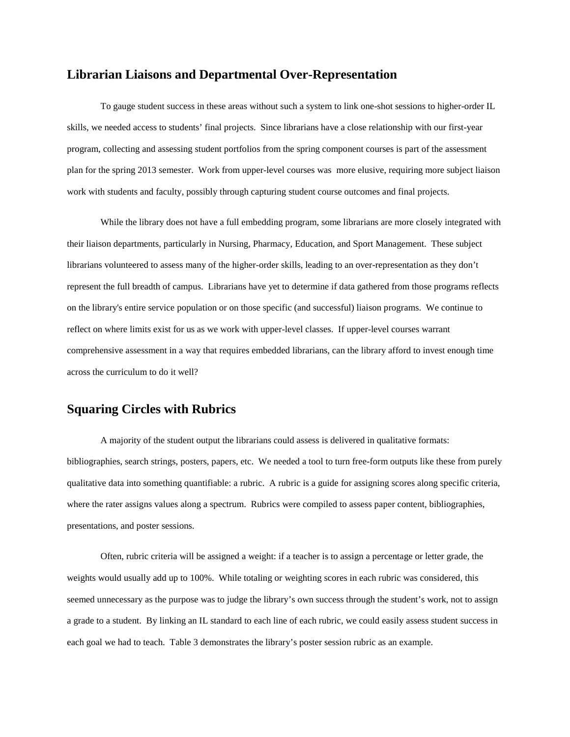## Librarian Liaisons and Departmental Over-Representation

To gauge student success in these areas without such a system to link one-shot sessions to higher-order IL skills, we needed access to students' final projects. Since librarians have a close relationship with our first-year program, collecting and assessing student portfolios from the spring component courses is part of the assessment plan for the spring 2013 semester. Work from upper-level courses was more elusive, requiring more subject liaison work with students and faculty, possibly through capturing student course outcomes and final projects.

While the library does not have a full embedding program, some librarians are more closely integrated with their liaison departments, particularly in Nursing, Pharmacy, Education, and Sport Management. These subject librarians volunteered to assess many of the higher-order skills, leading to an over-representation as they don't represent the full breadth of campus. Librarians have yet to determine if data gathered from those programs reflects on the library's entire service population or on those specific (and successful) liaison programs. We continue to reflect on where limits exist for us as we work with upper-level classes. If upper-level courses warrant comprehensive assessment in a way that requires embedded librarians, can the library afford to invest enough time across the curriculum to do it well?

## Squaring Circles with Rubrics

A majority of the student output the librarians could assess is delivered in qualitative formats: bibliographies, search strings, posters, papers, etc. We needed a tool to turn free-form outputs like these from purely qualitative data into something quantifiable: a rubric. A rubric is a guide for assigning scores along specific criteria, where the rater assigns values along a spectrum. Rubrics were compiled to assess paper content, bibliographies, presentations, and poster sessions.

Often, rubric criteria will be assigned a weight: if a teacher is to assign a percentage or letter grade, the weights would usually add up to 100%. While totaling or weighting scores in each rubric was considered, this seemed unnecessary as the purpose was to judge the library's own success through the student's work, not to assign a grade to a student. By linking an IL standard to each line of each rubric, we could easily assess student success in each goal we had to teach. Table 3 demonstrates the library's poster session rubric as an example.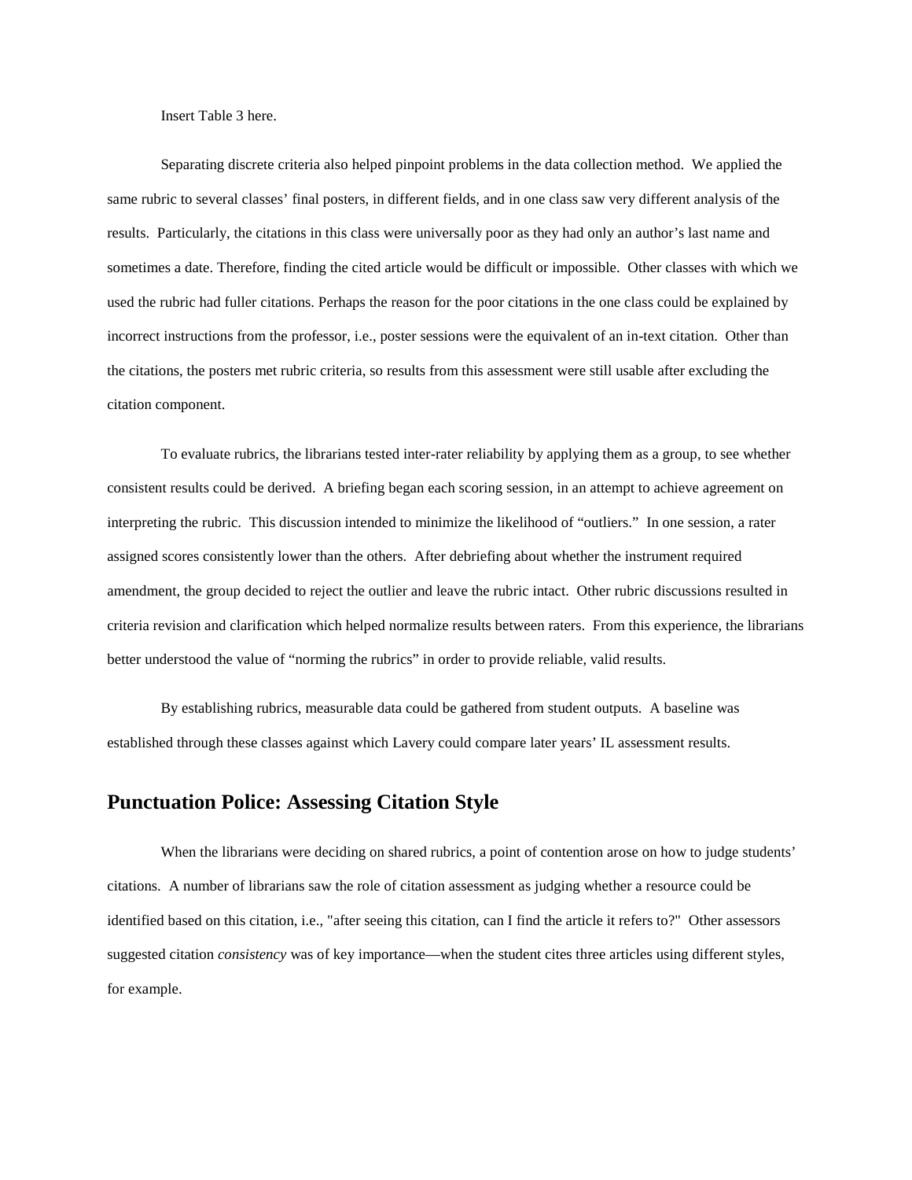Insert Table 3 here.

Separating discrete criteria also helped pinpoint problems in the data collection method. We applied the same rubric to several classes' final posters, in different fields, and in one class saw very different analysis of the results. Particularly, the citations in this class were universally poor as they had only an author's last name and sometimes a date. Therefore, finding the cited article would be difficult or impossible. Other classes with which we used the rubric had fuller citations. Perhaps the reason for the poor citations in the one class could be explained by incorrect instructions from the professor, i.e., poster sessions were the equivalent of an in-text citation. Other than the citations, the posters met rubric criteria, so results from this assessment were still usable after excluding the citation component.

To evaluate rubrics, the librarians tested inter-rater reliability by applying them as a group, to see whether consistent results could be derived. A briefing began each scoring session, in an attempt to achieve agreement on interpreting the rubric. This discussion intended to minimize the likelihood of "outliers." In one session, a rater assigned scores consistently lower than the others. After debriefing about whether the instrument required amendment, the group decided to reject the outlier and leave the rubric intact. Other rubric discussions resulted in criteria revision and clarification which helped normalize results between raters. From this experience, the librarians better understood the value of "norming the rubrics" in order to provide reliable, valid results.

By establishing rubrics, measurable data could be gathered from student outputs. A baseline was established through these classes against which Lavery could compare later years' IL assessment results.

## Punctuation Police: Assessing Citation Style

When the librarians were deciding on shared rubrics, a point of contention arose on how to judge students' citations. A number of librarians saw the role of citation assessment as judging whether a resource could be identified based on this citation, i.e., "after seeing this citation, can I find the article it refers to?" Other assessors suggested citation *consistency* was of key importance—when the student cites three articles using different styles, for example.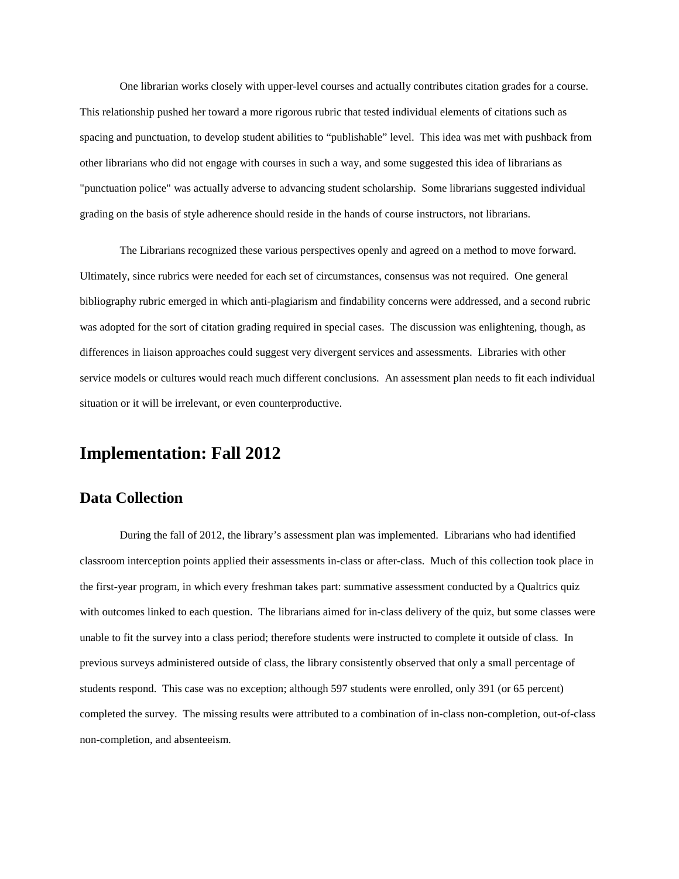One librarian works closely with upper-level courses and actually contributes citation grades for a course. This relationship pushed her toward a more rigorous rubric that tested individual elements of citations such as spacing and punctuation, to develop student abilities to "publishable" level. This idea was met with pushback from other librarians who did not engage with courses in such a way, and some suggested this idea of librarians as "punctuation police" was actually adverse to advancing student scholarship. Some librarians suggested individual grading on the basis of style adherence should reside in the hands of course instructors, not librarians.

The Librarians recognized these various perspectives openly and agreed on a method to move forward. Ultimately, since rubrics were needed for each set of circumstances, consensus was not required. One general bibliography rubric emerged in which anti-plagiarism and findability concerns were addressed, and a second rubric was adopted for the sort of citation grading required in special cases. The discussion was enlightening, though, as differences in liaison approaches could suggest very divergent services and assessments. Libraries with other service models or cultures would reach much different conclusions. An assessment plan needs to fit each individual situation or it will be irrelevant, or even counterproductive.

## Implementation: Fall 2012

### Data Collection

During the fall of 2012, the library's assessment plan was implemented. Librarians who had identified classroom interception points applied their assessments in-class or after-class. Much of this collection took place in the first-year program, in which every freshman takes part: summative assessment conducted by a Qualtrics quiz with outcomes linked to each question. The librarians aimed for in-class delivery of the quiz, but some classes were unable to fit the survey into a class period; therefore students were instructed to complete it outside of class. In previous surveys administered outside of class, the library consistently observed that only a small percentage of students respond. This case was no exception; although 597 students were enrolled, only 391 (or 65 percent) completed the survey. The missing results were attributed to a combination of in-class non-completion, out-of-class non-completion, and absenteeism.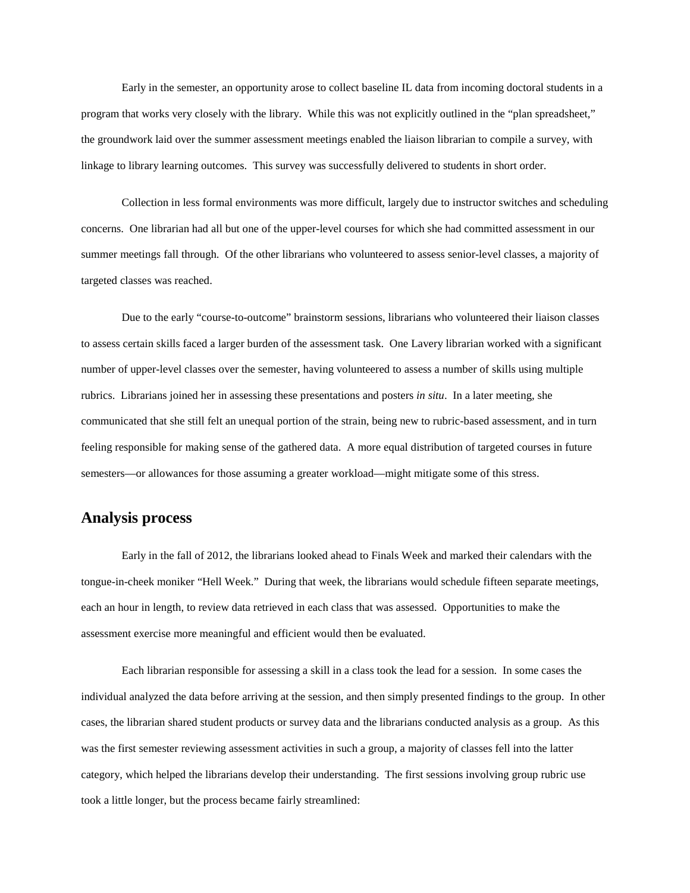Early in the semester, an opportunity arose to collect baseline IL data from incoming doctoral students in a program that works very closely with the library. While this was not explicitly outlined in the "plan spreadsheet," the groundwork laid over the summer assessment meetings enabled the liaison librarian to compile a survey, with linkage to library learning outcomes. This survey was successfully delivered to students in short order.

Collection in less formal environments was more difficult, largely due to instructor switches and scheduling concerns. One librarian had all but one of the upper-level courses for which she had committed assessment in our summer meetings fall through. Of the other librarians who volunteered to assess senior-level classes, a majority of targeted classes was reached.

Due to the early "course-to-outcome" brainstorm sessions, librarians who volunteered their liaison classes to assess certain skills faced a larger burden of the assessment task. One Lavery librarian worked with a significant number of upper-level classes over the semester, having volunteered to assess a number of skills using multiple rubrics. Librarians joined her in assessing these presentations and posters *in situ*. In a later meeting, she communicated that she still felt an unequal portion of the strain, being new to rubric-based assessment, and in turn feeling responsible for making sense of the gathered data. A more equal distribution of targeted courses in future semesters—or allowances for those assuming a greater workload—might mitigate some of this stress.

## Analysis process

Early in the fall of 2012, the librarians looked ahead to Finals Week and marked their calendars with the tongue-in-cheek moniker "Hell Week." During that week, the librarians would schedule fifteen separate meetings, each an hour in length, to review data retrieved in each class that was assessed. Opportunities to make the assessment exercise more meaningful and efficient would then be evaluated.

Each librarian responsible for assessing a skill in a class took the lead for a session. In some cases the individual analyzed the data before arriving at the session, and then simply presented findings to the group. In other cases, the librarian shared student products or survey data and the librarians conducted analysis as a group. As this was the first semester reviewing assessment activities in such a group, a majority of classes fell into the latter category, which helped the librarians develop their understanding. The first sessions involving group rubric use took a little longer, but the process became fairly streamlined: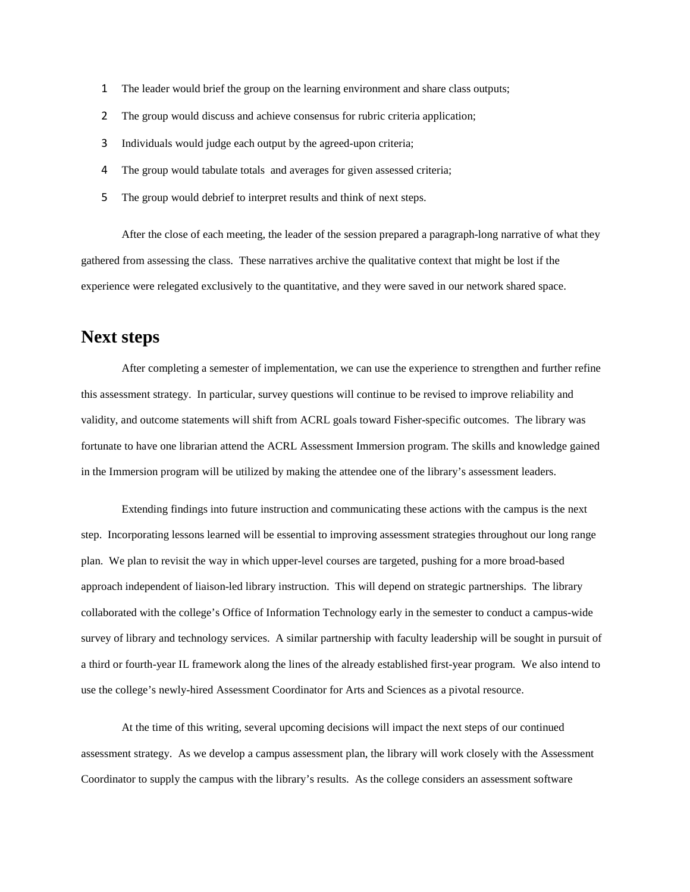1. The leader would brief the group on the learning environment and share class outputs;
2. The group would discuss and achieve consensus for rubric criteria application;
3. Individuals would judge each output by the agreed-upon criteria;
4. The group would tabulate totals and averages for given assessed criteria;
5. The group would debrief to interpret results and think of next steps.

After the close of each meeting, the leader of the session prepared a paragraph-long narrative of what they gathered from assessing the class. These narratives archive the qualitative context that might be lost if the experience were relegated exclusively to the quantitative, and they were saved in our network shared space.

## Next steps

After completing a semester of implementation, we can use the experience to strengthen and further refine this assessment strategy. In particular, survey questions will continue to be revised to improve reliability and validity, and outcome statements will shift from ACRL goals toward Fisher-specific outcomes. The library was fortunate to have one librarian attend the ACRL Assessment Immersion program. The skills and knowledge gained in the Immersion program will be utilized by making the attendee one of the library's assessment leaders.

Extending findings into future instruction and communicating these actions with the campus is the next step. Incorporating lessons learned will be essential to improving assessment strategies throughout our long range plan. We plan to revisit the way in which upper-level courses are targeted, pushing for a more broad-based approach independent of liaison-led library instruction. This will depend on strategic partnerships. The library collaborated with the college's Office of Information Technology early in the semester to conduct a campus-wide survey of library and technology services. A similar partnership with faculty leadership will be sought in pursuit of a third or fourth-year IL framework along the lines of the already established first-year program. We also intend to use the college's newly-hired Assessment Coordinator for Arts and Sciences as a pivotal resource.

At the time of this writing, several upcoming decisions will impact the next steps of our continued assessment strategy. As we develop a campus assessment plan, the library will work closely with the Assessment Coordinator to supply the campus with the library's results. As the college considers an assessment software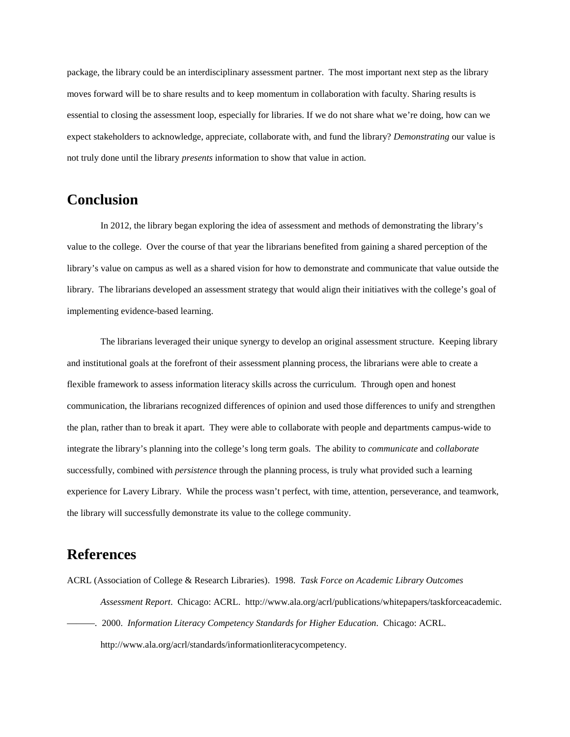package, the library could be an interdisciplinary assessment partner. The most important next step as the library moves forward will be to share results and to keep momentum in collaboration with faculty. Sharing results is essential to closing the assessment loop, especially for libraries. If we do not share what we're doing, how can we expect stakeholders to acknowledge, appreciate, collaborate with, and fund the library? *Demonstrating* our value is not truly done until the library *presents* information to show that value in action.

## Conclusion

In 2012, the library began exploring the idea of assessment and methods of demonstrating the library's value to the college. Over the course of that year the librarians benefited from gaining a shared perception of the library's value on campus as well as a shared vision for how to demonstrate and communicate that value outside the library. The librarians developed an assessment strategy that would align their initiatives with the college's goal of implementing evidence-based learning.

The librarians leveraged their unique synergy to develop an original assessment structure. Keeping library and institutional goals at the forefront of their assessment planning process, the librarians were able to create a flexible framework to assess information literacy skills across the curriculum. Through open and honest communication, the librarians recognized differences of opinion and used those differences to unify and strengthen the plan, rather than to break it apart. They were able to collaborate with people and departments campus-wide to integrate the library's planning into the college's long term goals. The ability to *communicate* and *collaborate* successfully, combined with *persistence* through the planning process, is truly what provided such a learning experience for Lavery Library. While the process wasn't perfect, with time, attention, perseverance, and teamwork, the library will successfully demonstrate its value to the college community.

## References

ACRL (Association of College & Research Libraries). 1998. *Task Force on Academic Library Outcomes Assessment Report*. Chicago: ACRL. http://www.ala.org/acrl/publications/whitepapers/taskforceacademic.

———. 2000. *Information Literacy Competency Standards for Higher Education*. Chicago: ACRL. http://www.ala.org/acrl/standards/informationliteracycompetency.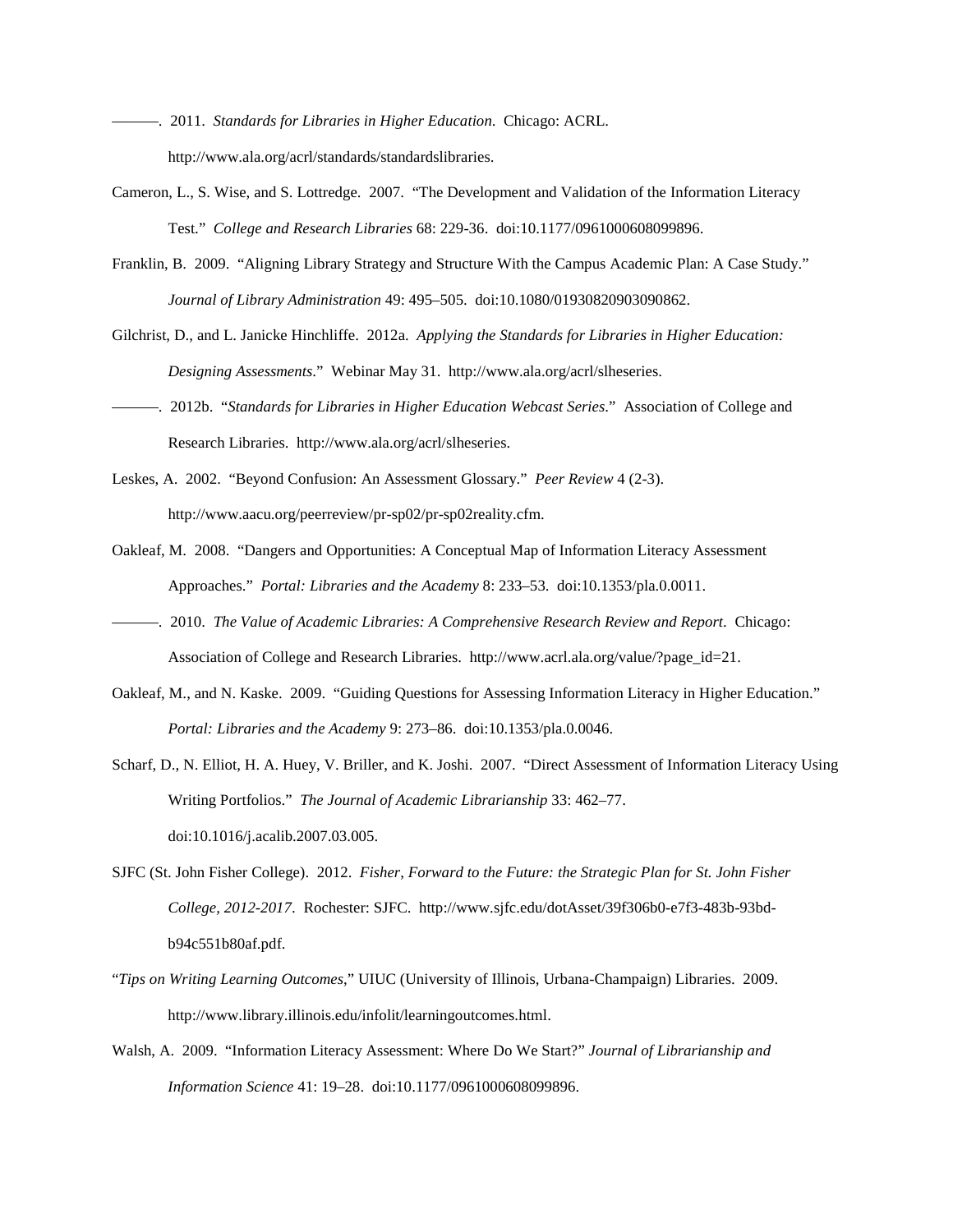———. 2011. *Standards for Libraries in Higher Education.* Chicago: ACRL. http://www.ala.org/acrl/standards/standardslibraries.

Cameron, L., S. Wise, and S. Lottredge. 2007. "The Development and Validation of the Information Literacy Test." *College and Research Libraries* 68: 229-36. doi:10.1177/0961000608099896.

Franklin, B. 2009. "Aligning Library Strategy and Structure With the Campus Academic Plan: A Case Study." *Journal of Library Administration* 49: 495–505. doi:10.1080/01930820903090862.

Gilchrist, D., and L. Janicke Hinchliffe. 2012a. *Applying the Standards for Libraries in Higher Education: Designing Assessments*." Webinar May 31. http://www.ala.org/acrl/slheseries.

———. 2012b. "*Standards for Libraries in Higher Education Webcast Series*." Association of College and Research Libraries. http://www.ala.org/acrl/slheseries.

Leskes, A. 2002. "Beyond Confusion: An Assessment Glossary." *Peer Review* 4 (2-3). http://www.aacu.org/peerreview/pr-sp02/pr-sp02reality.cfm.

Oakleaf, M. 2008. "Dangers and Opportunities: A Conceptual Map of Information Literacy Assessment Approaches." *Portal: Libraries and the Academy* 8: 233–53. doi:10.1353/pla.0.0011.

———. 2010. *The Value of Academic Libraries: A Comprehensive Research Review and Report*. Chicago: Association of College and Research Libraries. http://www.acrl.ala.org/value/?page_id=21.

Oakleaf, M., and N. Kaske. 2009. "Guiding Questions for Assessing Information Literacy in Higher Education." *Portal: Libraries and the Academy* 9: 273–86. doi:10.1353/pla.0.0046.

Scharf, D., N. Elliot, H. A. Huey, V. Briller, and K. Joshi. 2007. "Direct Assessment of Information Literacy Using Writing Portfolios." *The Journal of Academic Librarianship* 33: 462–77. doi:10.1016/j.acalib.2007.03.005.

SJFC (St. John Fisher College). 2012. *Fisher, Forward to the Future: the Strategic Plan for St. John Fisher College, 2012-2017*. Rochester: SJFC. http://www.sjfc.edu/dotAsset/39f306b0-e7f3-483b-93bd-b94c551b80af.pdf.

"*Tips on Writing Learning Outcomes*," UIUC (University of Illinois, Urbana-Champaign) Libraries. 2009. http://www.library.illinois.edu/infolit/learningoutcomes.html.

Walsh, A. 2009. "Information Literacy Assessment: Where Do We Start?" *Journal of Librarianship and Information Science* 41: 19–28. doi:10.1177/0961000608099896.